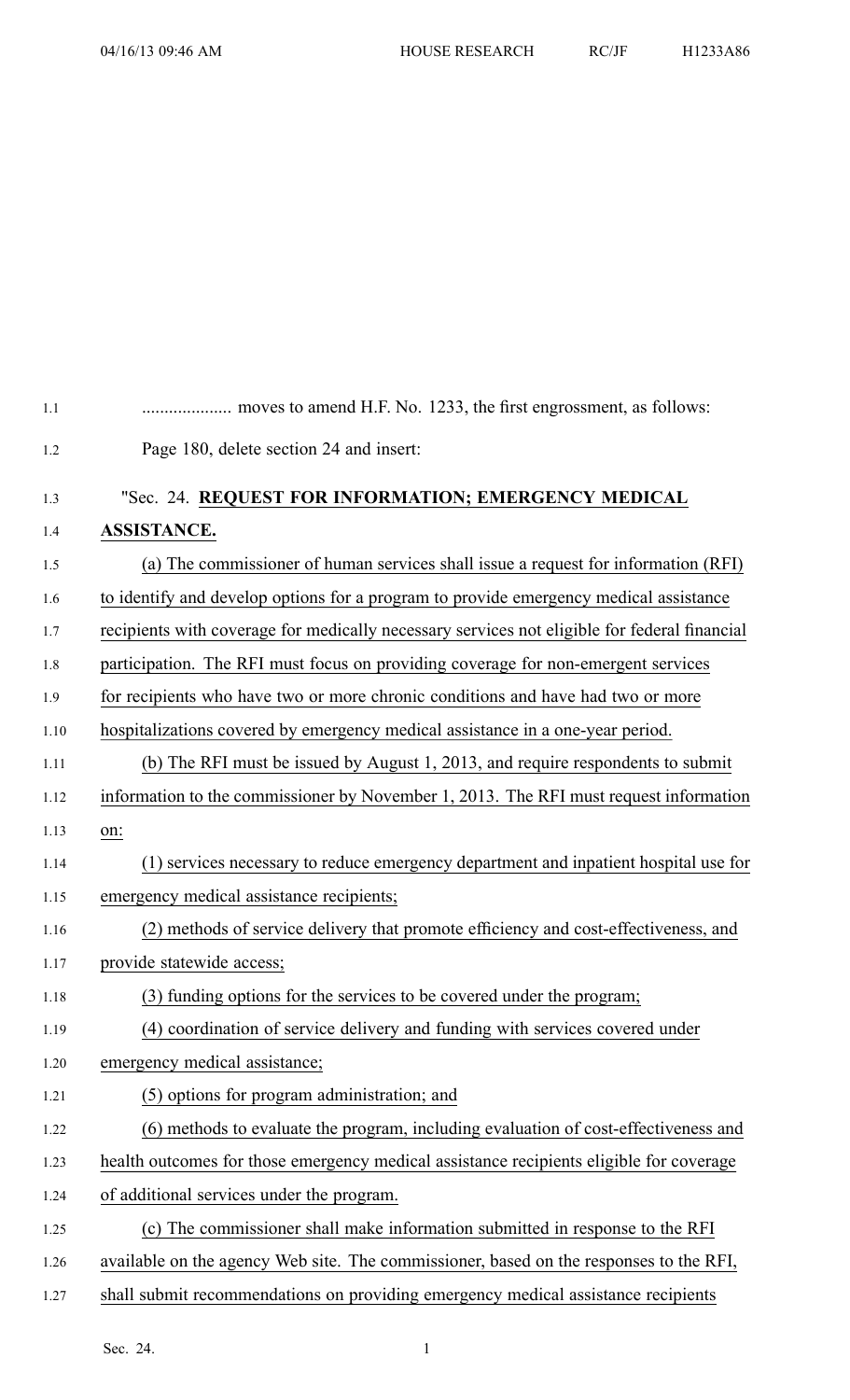.................... moves to amend H.F. No. 1233, the first engrossment, as follows:

Page 180, delete section 24 and insert:

"Sec. 24. **REQUEST FOR INFORMATION; EMERGENCY MEDICAL ASSISTANCE.**

(a) The commissioner of human services shall issue a request for information (RFI) to identify and develop options for a program to provide emergency medical assistance recipients with coverage for medically necessary services not eligible for federal financial participation. The RFI must focus on providing coverage for non-emergent services for recipients who have two or more chronic conditions and have had two or more hospitalizations covered by emergency medical assistance in a one-year period.

(b) The RFI must be issued by August 1, 2013, and require respondents to submit information to the commissioner by November 1, 2013. The RFI must request information on:

(1) services necessary to reduce emergency department and inpatient hospital use for emergency medical assistance recipients;

(2) methods of service delivery that promote efficiency and cost-effectiveness, and provide statewide access;

(3) funding options for the services to be covered under the program;

(4) coordination of service delivery and funding with services covered under emergency medical assistance;

(5) options for program administration; and

(6) methods to evaluate the program, including evaluation of cost-effectiveness and health outcomes for those emergency medical assistance recipients eligible for coverage of additional services under the program.

(c) The commissioner shall make information submitted in response to the RFI available on the agency Web site. The commissioner, based on the responses to the RFI, shall submit recommendations on providing emergency medical assistance recipients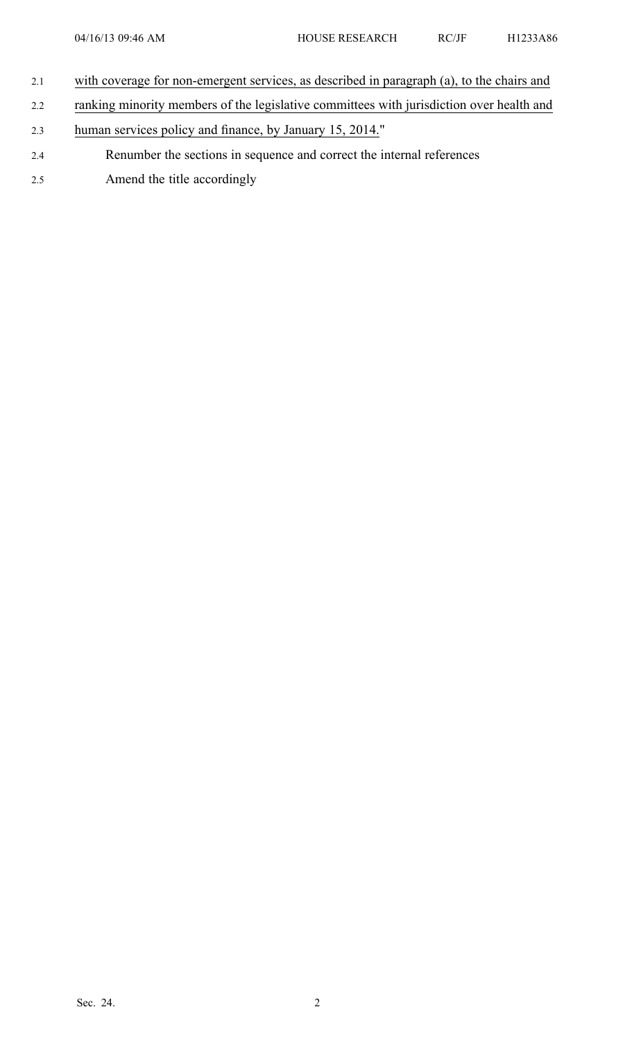2.1 with coverage for non-emergent services, as described in paragraph (a), to the chairs and

2.2 ranking minority members of the legislative committees with jurisdiction over health and

2.3 human services policy and finance, by January 15, 2014."

2.4 Renumber the sections in sequence and correct the internal references

2.5 Amend the title accordingly